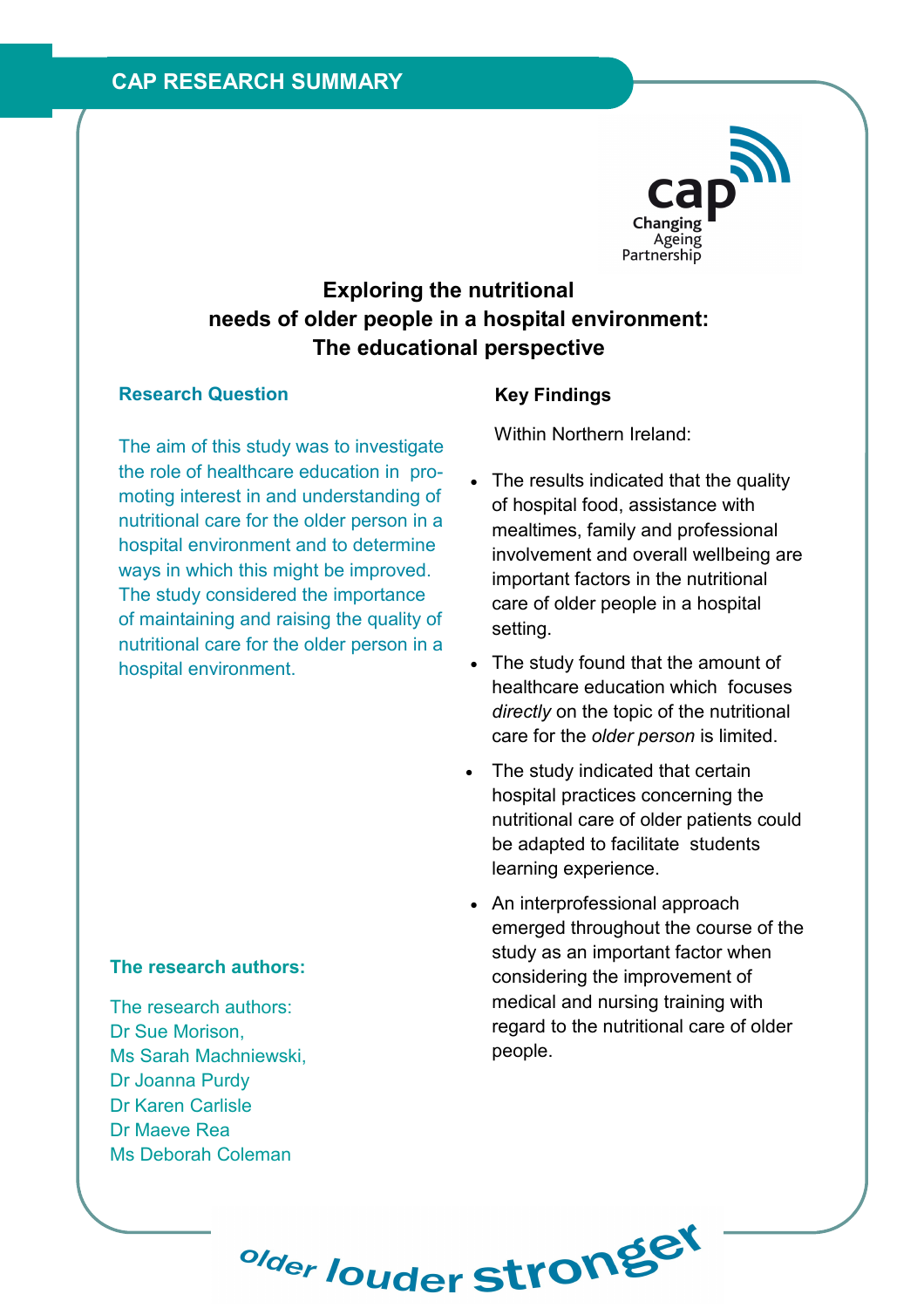CAP RESEARCH SUMMARY

cap
Changing Ageing Partnership

# Exploring the nutritional needs of older people in a hospital environment: The educational perspective

## Research Question

The aim of this study was to investigate the role of healthcare education in promoting interest in and understanding of nutritional care for the older person in a hospital environment and to determine ways in which this might be improved. The study considered the importance of maintaining and raising the quality of nutritional care for the older person in a hospital environment.

## The research authors:

The research authors:
Dr Sue Morison,
Ms Sarah Machniewski,
Dr Joanna Purdy
Dr Karen Carlisle
Dr Maeve Rea
Ms Deborah Coleman

## Key Findings

Within Northern Ireland:

- The results indicated that the quality of hospital food, assistance with mealtimes, family and professional involvement and overall wellbeing are important factors in the nutritional care of older people in a hospital setting.
- The study found that the amount of healthcare education which focuses *directly* on the topic of the nutritional care for the *older person* is limited.
- The study indicated that certain hospital practices concerning the nutritional care of older patients could be adapted to facilitate students learning experience.
- An interprofessional approach emerged throughout the course of the study as an important factor when considering the improvement of medical and nursing training with regard to the nutritional care of older people.

older louder stronger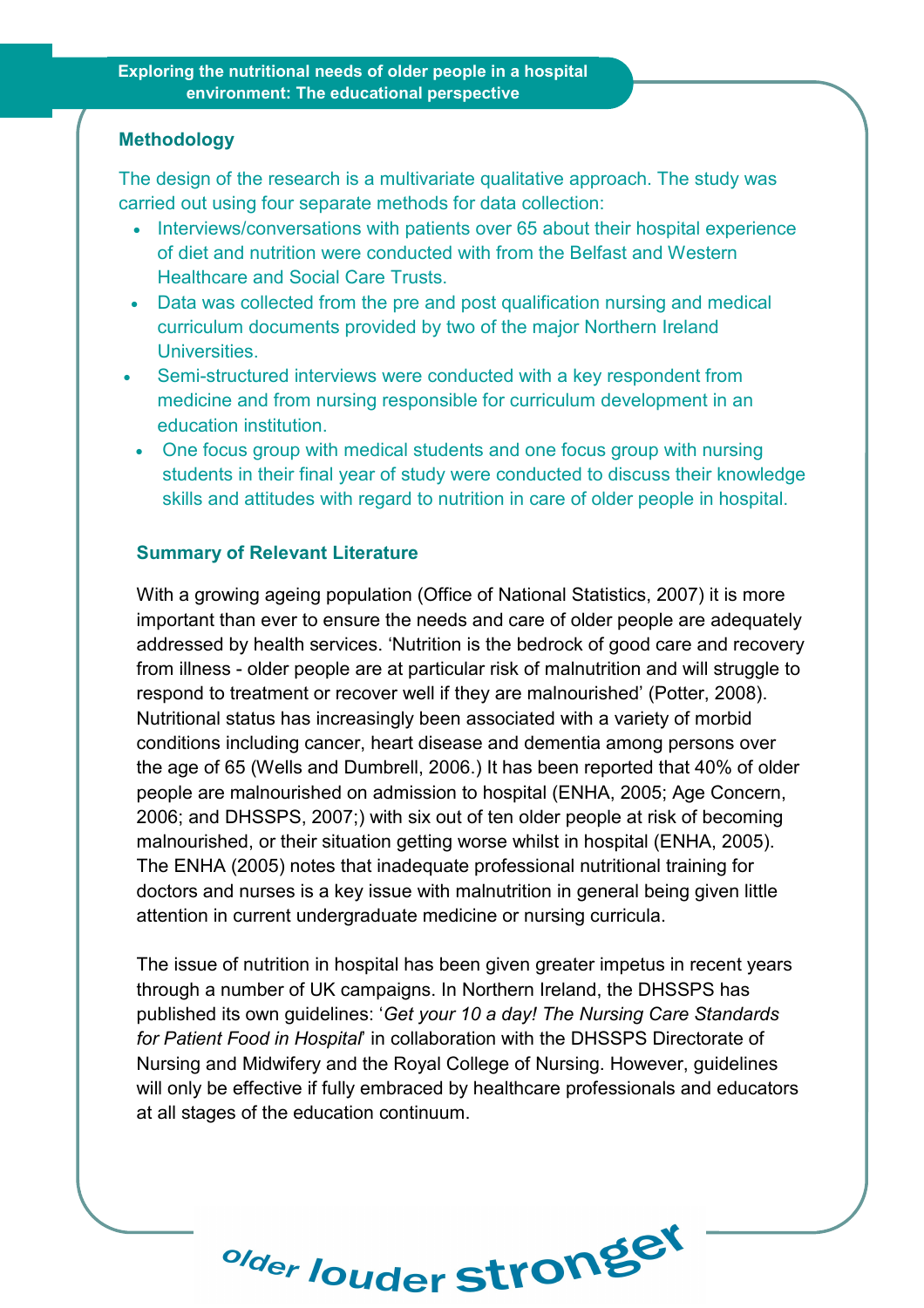## Methodology

The design of the research is a multivariate qualitative approach. The study was carried out using four separate methods for data collection:

- Interviews/conversations with patients over 65 about their hospital experience of diet and nutrition were conducted with from the Belfast and Western Healthcare and Social Care Trusts.
- Data was collected from the pre and post qualification nursing and medical curriculum documents provided by two of the major Northern Ireland Universities.
- Semi-structured interviews were conducted with a key respondent from medicine and from nursing responsible for curriculum development in an education institution.
- One focus group with medical students and one focus group with nursing students in their final year of study were conducted to discuss their knowledge skills and attitudes with regard to nutrition in care of older people in hospital.

## Summary of Relevant Literature

With a growing ageing population (Office of National Statistics, 2007) it is more important than ever to ensure the needs and care of older people are adequately addressed by health services. 'Nutrition is the bedrock of good care and recovery from illness - older people are at particular risk of malnutrition and will struggle to respond to treatment or recover well if they are malnourished' (Potter, 2008). Nutritional status has increasingly been associated with a variety of morbid conditions including cancer, heart disease and dementia among persons over the age of 65 (Wells and Dumbrell, 2006.) It has been reported that 40% of older people are malnourished on admission to hospital (ENHA, 2005; Age Concern, 2006; and DHSSPS, 2007;) with six out of ten older people at risk of becoming malnourished, or their situation getting worse whilst in hospital (ENHA, 2005). The ENHA (2005) notes that inadequate professional nutritional training for doctors and nurses is a key issue with malnutrition in general being given little attention in current undergraduate medicine or nursing curricula.

The issue of nutrition in hospital has been given greater impetus in recent years through a number of UK campaigns. In Northern Ireland, the DHSSPS has published its own guidelines: '*Get your 10 a day! The Nursing Care Standards for Patient Food in Hospital*' in collaboration with the DHSSPS Directorate of Nursing and Midwifery and the Royal College of Nursing. However, guidelines will only be effective if fully embraced by healthcare professionals and educators at all stages of the education continuum.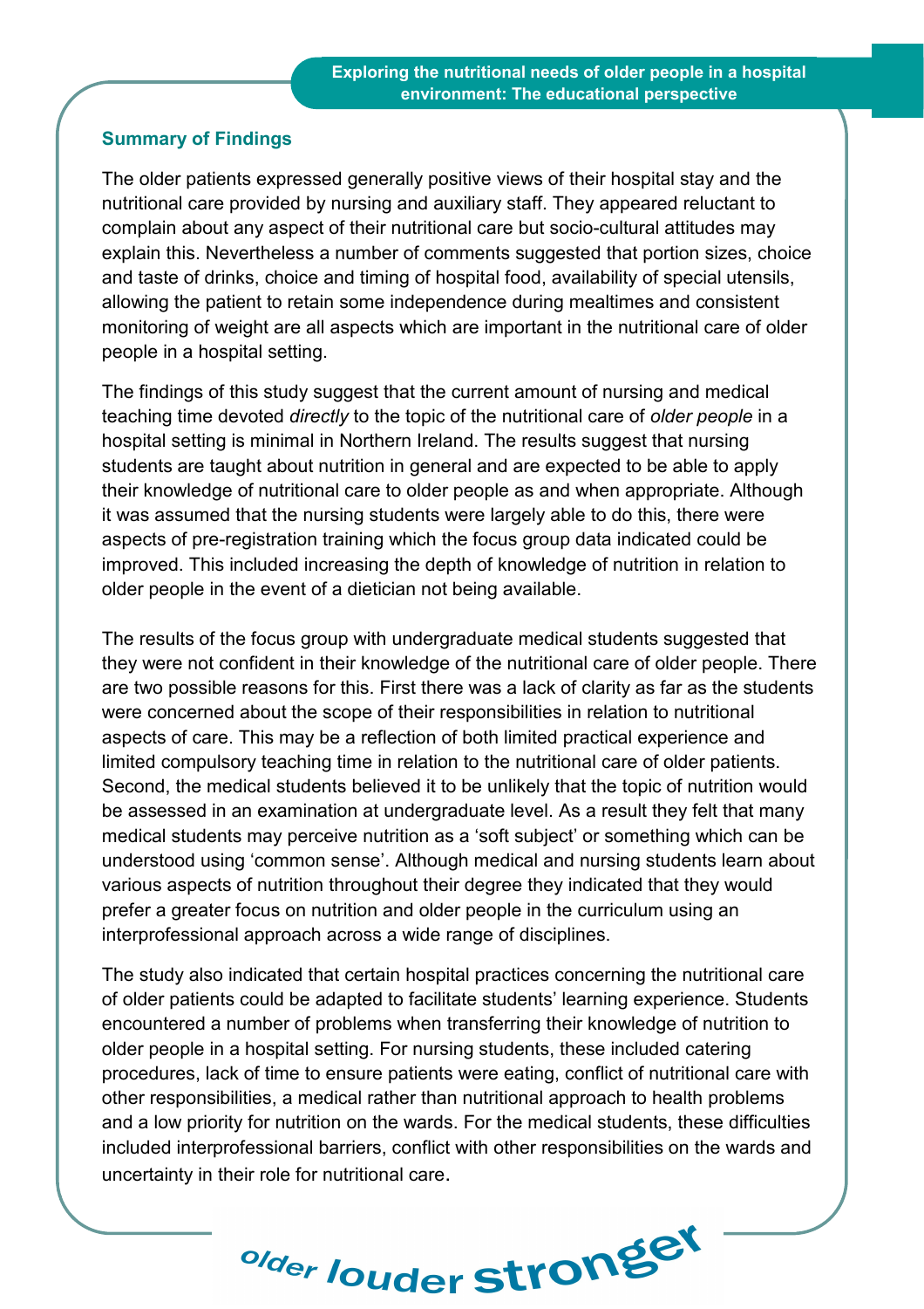## Summary of Findings

The older patients expressed generally positive views of their hospital stay and the nutritional care provided by nursing and auxiliary staff. They appeared reluctant to complain about any aspect of their nutritional care but socio-cultural attitudes may explain this. Nevertheless a number of comments suggested that portion sizes, choice and taste of drinks, choice and timing of hospital food, availability of special utensils, allowing the patient to retain some independence during mealtimes and consistent monitoring of weight are all aspects which are important in the nutritional care of older people in a hospital setting.

The findings of this study suggest that the current amount of nursing and medical teaching time devoted *directly* to the topic of the nutritional care of *older people* in a hospital setting is minimal in Northern Ireland. The results suggest that nursing students are taught about nutrition in general and are expected to be able to apply their knowledge of nutritional care to older people as and when appropriate. Although it was assumed that the nursing students were largely able to do this, there were aspects of pre-registration training which the focus group data indicated could be improved. This included increasing the depth of knowledge of nutrition in relation to older people in the event of a dietician not being available.

The results of the focus group with undergraduate medical students suggested that they were not confident in their knowledge of the nutritional care of older people. There are two possible reasons for this. First there was a lack of clarity as far as the students were concerned about the scope of their responsibilities in relation to nutritional aspects of care. This may be a reflection of both limited practical experience and limited compulsory teaching time in relation to the nutritional care of older patients. Second, the medical students believed it to be unlikely that the topic of nutrition would be assessed in an examination at undergraduate level. As a result they felt that many medical students may perceive nutrition as a 'soft subject' or something which can be understood using 'common sense'. Although medical and nursing students learn about various aspects of nutrition throughout their degree they indicated that they would prefer a greater focus on nutrition and older people in the curriculum using an interprofessional approach across a wide range of disciplines.

The study also indicated that certain hospital practices concerning the nutritional care of older patients could be adapted to facilitate students' learning experience. Students encountered a number of problems when transferring their knowledge of nutrition to older people in a hospital setting. For nursing students, these included catering procedures, lack of time to ensure patients were eating, conflict of nutritional care with other responsibilities, a medical rather than nutritional approach to health problems and a low priority for nutrition on the wards. For the medical students, these difficulties included interprofessional barriers, conflict with other responsibilities on the wards and uncertainty in their role for nutritional care.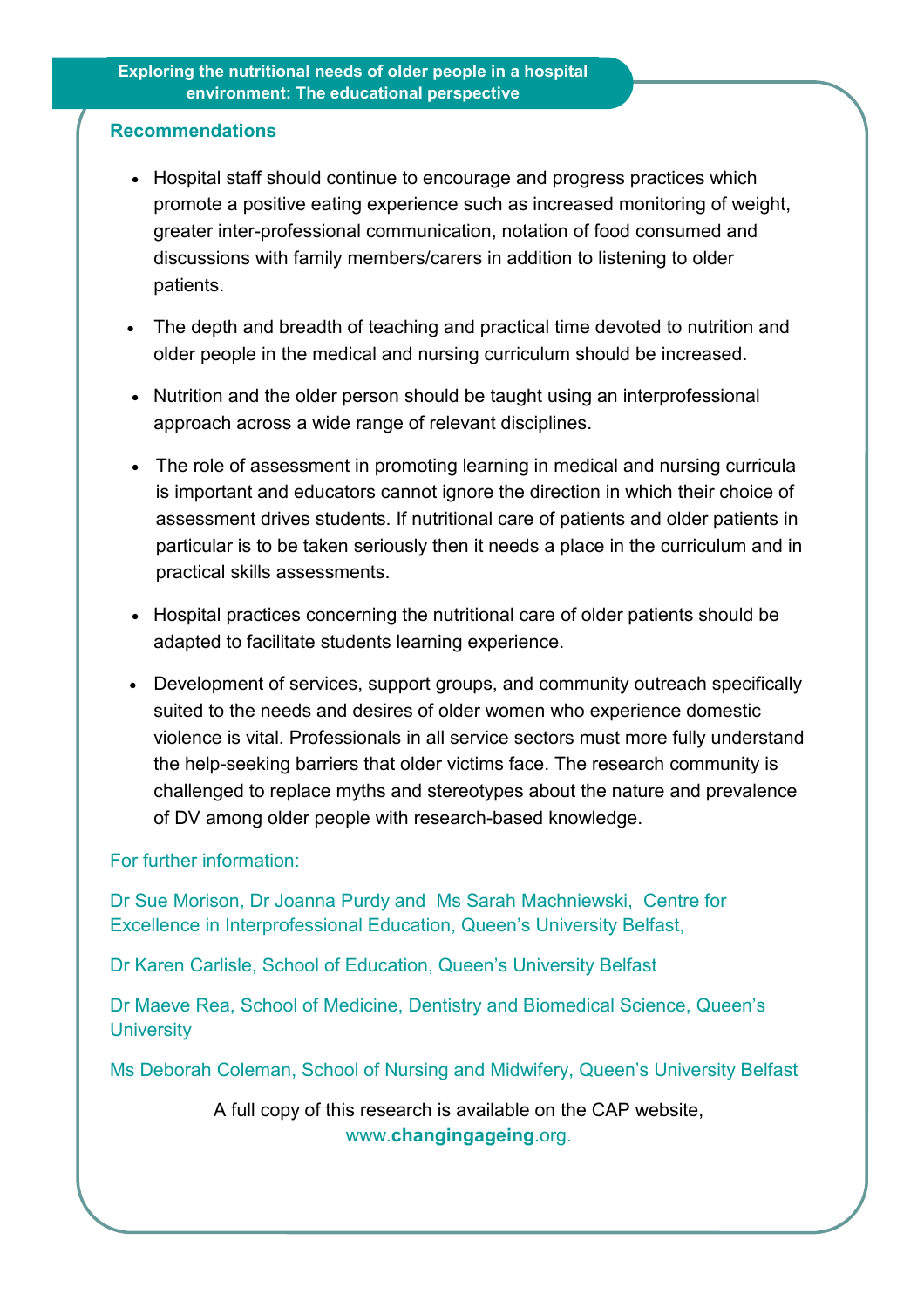Exploring the nutritional needs of older people in a hospital environment: The educational perspective

## Recommendations

- Hospital staff should continue to encourage and progress practices which promote a positive eating experience such as increased monitoring of weight, greater inter-professional communication, notation of food consumed and discussions with family members/carers in addition to listening to older patients.
- The depth and breadth of teaching and practical time devoted to nutrition and older people in the medical and nursing curriculum should be increased.
- Nutrition and the older person should be taught using an interprofessional approach across a wide range of relevant disciplines.
- The role of assessment in promoting learning in medical and nursing curricula is important and educators cannot ignore the direction in which their choice of assessment drives students. If nutritional care of patients and older patients in particular is to be taken seriously then it needs a place in the curriculum and in practical skills assessments.
- Hospital practices concerning the nutritional care of older patients should be adapted to facilitate students learning experience.
- Development of services, support groups, and community outreach specifically suited to the needs and desires of older women who experience domestic violence is vital. Professionals in all service sectors must more fully understand the help-seeking barriers that older victims face. The research community is challenged to replace myths and stereotypes about the nature and prevalence of DV among older people with research-based knowledge.

For further information:

Dr Sue Morison, Dr Joanna Purdy and Ms Sarah Machniewski, Centre for Excellence in Interprofessional Education, Queen's University Belfast,

Dr Karen Carlisle, School of Education, Queen's University Belfast

Dr Maeve Rea, School of Medicine, Dentistry and Biomedical Science, Queen's University

Ms Deborah Coleman, School of Nursing and Midwifery, Queen's University Belfast

A full copy of this research is available on the CAP website, www.**changingageing**.org.